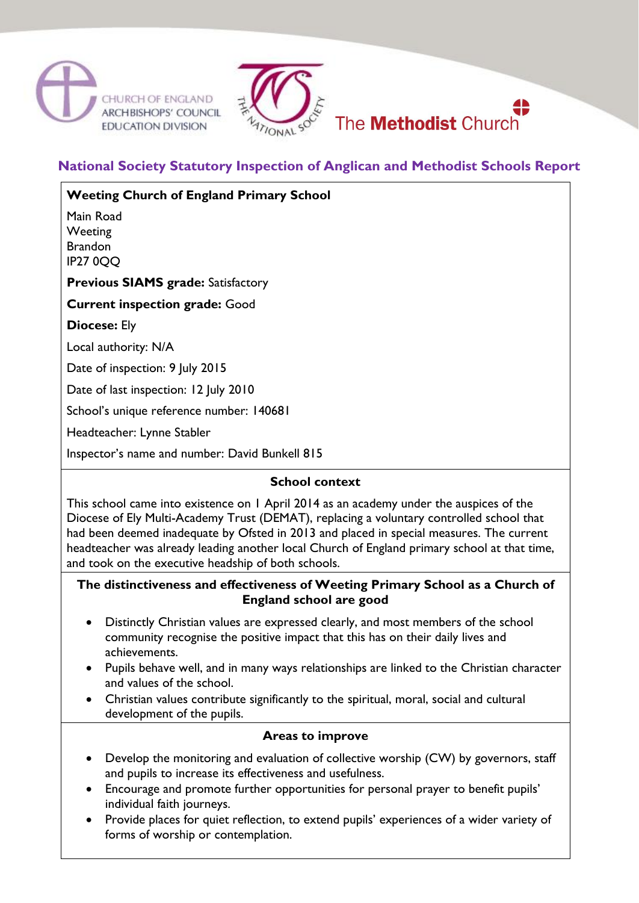CHURCH OF ENGLAND ARCHBISHOPS' COUNCIL EDUCATION DIVISION

THE NATIONAL SOCIETY

The **Methodist** Church

## National Society Statutory Inspection of Anglican and Methodist Schools Report

**Weeting Church of England Primary School**

Main Road
Weeting
Brandon
IP27 0QQ

**Previous SIAMS grade:** Satisfactory

**Current inspection grade:** Good

**Diocese:** Ely

Local authority: N/A

Date of inspection: 9 July 2015

Date of last inspection: 12 July 2010

School's unique reference number: 140681

Headteacher: Lynne Stabler

Inspector's name and number: David Bunkell 815

### School context

This school came into existence on 1 April 2014 as an academy under the auspices of the Diocese of Ely Multi-Academy Trust (DEMAT), replacing a voluntary controlled school that had been deemed inadequate by Ofsted in 2013 and placed in special measures. The current headteacher was already leading another local Church of England primary school at that time, and took on the executive headship of both schools.

### The distinctiveness and effectiveness of Weeting Primary School as a Church of England school are good

- Distinctly Christian values are expressed clearly, and most members of the school community recognise the positive impact that this has on their daily lives and achievements.
- Pupils behave well, and in many ways relationships are linked to the Christian character and values of the school.
- Christian values contribute significantly to the spiritual, moral, social and cultural development of the pupils.

### Areas to improve

- Develop the monitoring and evaluation of collective worship (CW) by governors, staff and pupils to increase its effectiveness and usefulness.
- Encourage and promote further opportunities for personal prayer to benefit pupils' individual faith journeys.
- Provide places for quiet reflection, to extend pupils' experiences of a wider variety of forms of worship or contemplation.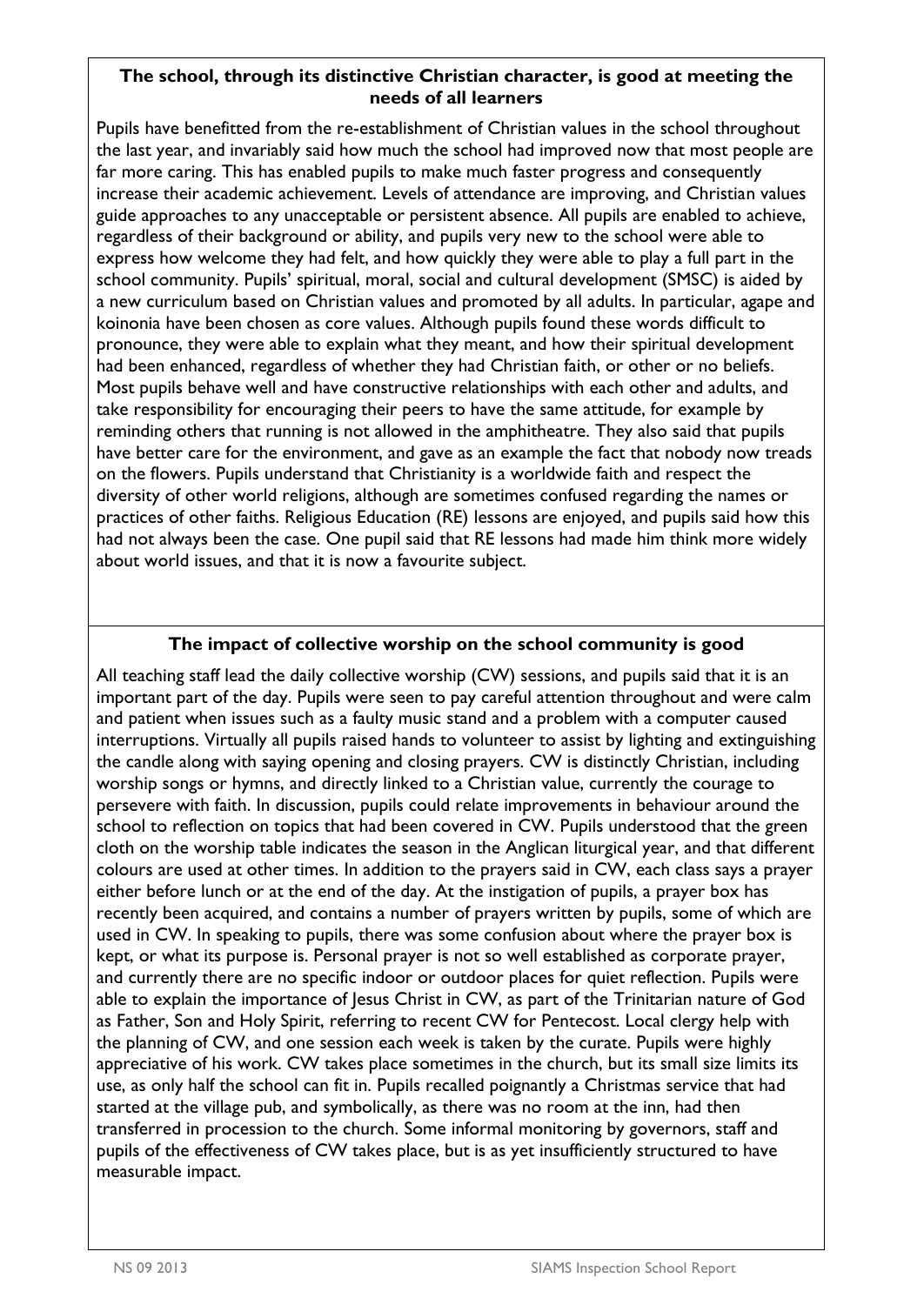### The school, through its distinctive Christian character, is good at meeting the needs of all learners

Pupils have benefitted from the re-establishment of Christian values in the school throughout the last year, and invariably said how much the school had improved now that most people are far more caring. This has enabled pupils to make much faster progress and consequently increase their academic achievement. Levels of attendance are improving, and Christian values guide approaches to any unacceptable or persistent absence. All pupils are enabled to achieve, regardless of their background or ability, and pupils very new to the school were able to express how welcome they had felt, and how quickly they were able to play a full part in the school community. Pupils' spiritual, moral, social and cultural development (SMSC) is aided by a new curriculum based on Christian values and promoted by all adults. In particular, agape and koinonia have been chosen as core values. Although pupils found these words difficult to pronounce, they were able to explain what they meant, and how their spiritual development had been enhanced, regardless of whether they had Christian faith, or other or no beliefs. Most pupils behave well and have constructive relationships with each other and adults, and take responsibility for encouraging their peers to have the same attitude, for example by reminding others that running is not allowed in the amphitheatre. They also said that pupils have better care for the environment, and gave as an example the fact that nobody now treads on the flowers. Pupils understand that Christianity is a worldwide faith and respect the diversity of other world religions, although are sometimes confused regarding the names or practices of other faiths. Religious Education (RE) lessons are enjoyed, and pupils said how this had not always been the case. One pupil said that RE lessons had made him think more widely about world issues, and that it is now a favourite subject.

### The impact of collective worship on the school community is good

All teaching staff lead the daily collective worship (CW) sessions, and pupils said that it is an important part of the day. Pupils were seen to pay careful attention throughout and were calm and patient when issues such as a faulty music stand and a problem with a computer caused interruptions. Virtually all pupils raised hands to volunteer to assist by lighting and extinguishing the candle along with saying opening and closing prayers. CW is distinctly Christian, including worship songs or hymns, and directly linked to a Christian value, currently the courage to persevere with faith. In discussion, pupils could relate improvements in behaviour around the school to reflection on topics that had been covered in CW. Pupils understood that the green cloth on the worship table indicates the season in the Anglican liturgical year, and that different colours are used at other times. In addition to the prayers said in CW, each class says a prayer either before lunch or at the end of the day. At the instigation of pupils, a prayer box has recently been acquired, and contains a number of prayers written by pupils, some of which are used in CW. In speaking to pupils, there was some confusion about where the prayer box is kept, or what its purpose is. Personal prayer is not so well established as corporate prayer, and currently there are no specific indoor or outdoor places for quiet reflection. Pupils were able to explain the importance of Jesus Christ in CW, as part of the Trinitarian nature of God as Father, Son and Holy Spirit, referring to recent CW for Pentecost. Local clergy help with the planning of CW, and one session each week is taken by the curate. Pupils were highly appreciative of his work. CW takes place sometimes in the church, but its small size limits its use, as only half the school can fit in. Pupils recalled poignantly a Christmas service that had started at the village pub, and symbolically, as there was no room at the inn, had then transferred in procession to the church. Some informal monitoring by governors, staff and pupils of the effectiveness of CW takes place, but is as yet insufficiently structured to have measurable impact.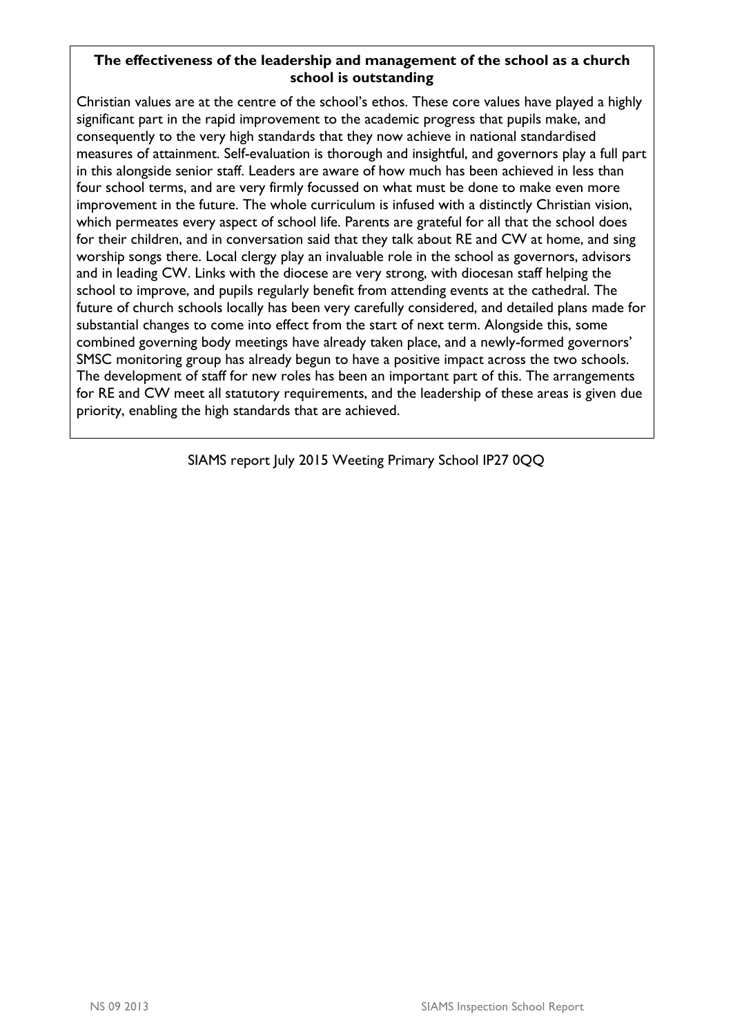**The effectiveness of the leadership and management of the school as a church school is outstanding**

Christian values are at the centre of the school's ethos. These core values have played a highly significant part in the rapid improvement to the academic progress that pupils make, and consequently to the very high standards that they now achieve in national standardised measures of attainment. Self-evaluation is thorough and insightful, and governors play a full part in this alongside senior staff. Leaders are aware of how much has been achieved in less than four school terms, and are very firmly focussed on what must be done to make even more improvement in the future. The whole curriculum is infused with a distinctly Christian vision, which permeates every aspect of school life. Parents are grateful for all that the school does for their children, and in conversation said that they talk about RE and CW at home, and sing worship songs there. Local clergy play an invaluable role in the school as governors, advisors and in leading CW. Links with the diocese are very strong, with diocesan staff helping the school to improve, and pupils regularly benefit from attending events at the cathedral. The future of church schools locally has been very carefully considered, and detailed plans made for substantial changes to come into effect from the start of next term. Alongside this, some combined governing body meetings have already taken place, and a newly-formed governors' SMSC monitoring group has already begun to have a positive impact across the two schools. The development of staff for new roles has been an important part of this. The arrangements for RE and CW meet all statutory requirements, and the leadership of these areas is given due priority, enabling the high standards that are achieved.

SIAMS report July 2015 Weeting Primary School IP27 0QQ